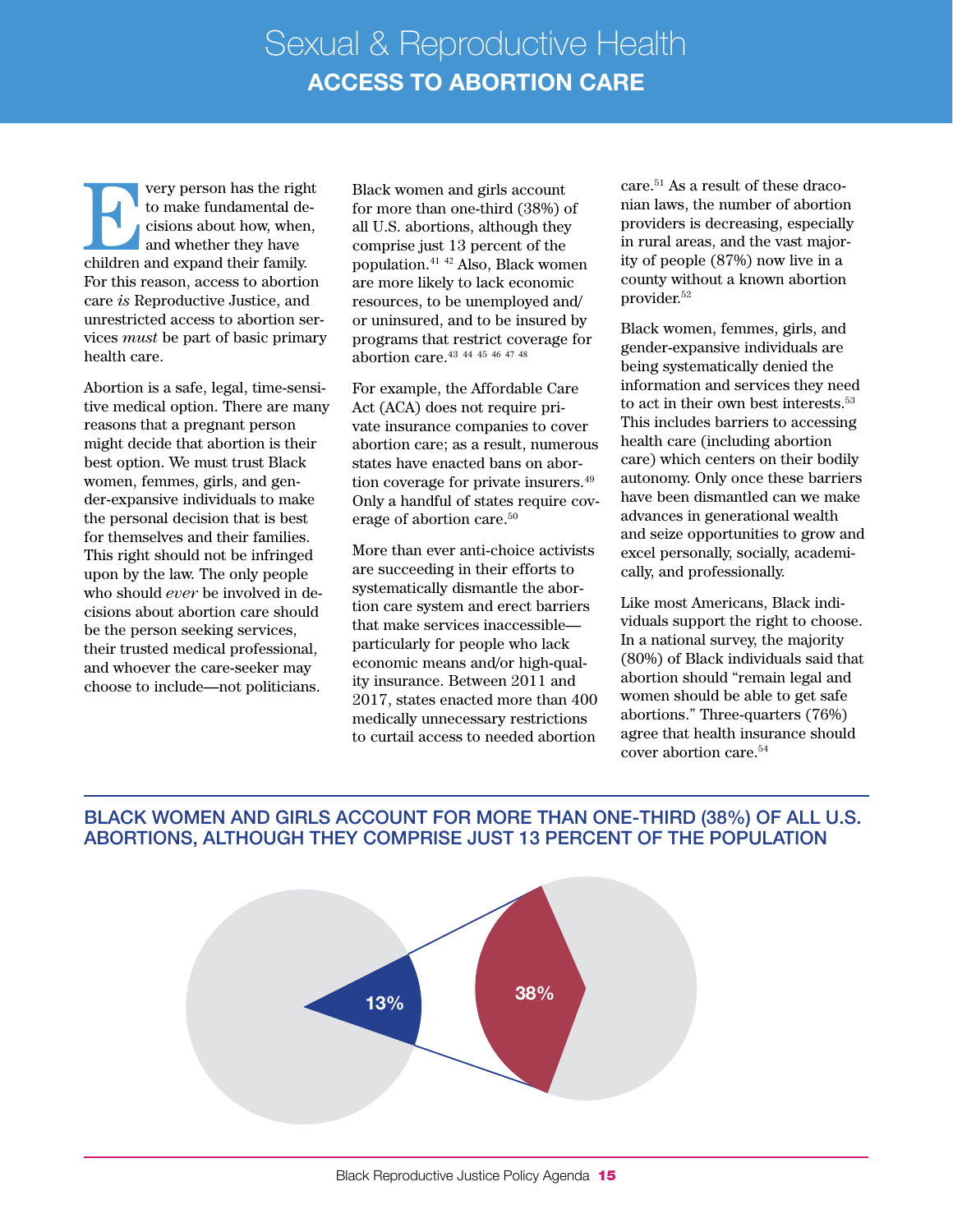# Sexual & Reproductive Health

## ACCESS TO ABORTION CARE

Every person has the right to make fundamental decisions about how, when, and whether they have children and expand their family. For this reason, access to abortion care *is* Reproductive Justice, and unrestricted access to abortion services *must* be part of basic primary health care.

Abortion is a safe, legal, time-sensitive medical option. There are many reasons that a pregnant person might decide that abortion is their best option. We must trust Black women, femmes, girls, and gender-expansive individuals to make the personal decision that is best for themselves and their families. This right should not be infringed upon by the law. The only people who should *ever* be involved in decisions about abortion care should be the person seeking services, their trusted medical professional, and whoever the care-seeker may choose to include—not politicians.

Black women and girls account for more than one-third (38%) of all U.S. abortions, although they comprise just 13 percent of the population.[41 42] Also, Black women are more likely to lack economic resources, to be unemployed and/or uninsured, and to be insured by programs that restrict coverage for abortion care.[43 44 45 46 47 48]

For example, the Affordable Care Act (ACA) does not require private insurance companies to cover abortion care; as a result, numerous states have enacted bans on abortion coverage for private insurers.[49] Only a handful of states require coverage of abortion care.[50]

More than ever anti-choice activists are succeeding in their efforts to systematically dismantle the abortion care system and erect barriers that make services inaccessible—particularly for people who lack economic means and/or high-quality insurance. Between 2011 and 2017, states enacted more than 400 medically unnecessary restrictions to curtail access to needed abortion care.[51] As a result of these draconian laws, the number of abortion providers is decreasing, especially in rural areas, and the vast majority of people (87%) now live in a county without a known abortion provider.[52]

Black women, femmes, girls, and gender-expansive individuals are being systematically denied the information and services they need to act in their own best interests.[53] This includes barriers to accessing health care (including abortion care) which centers on their bodily autonomy. Only once these barriers have been dismantled can we make advances in generational wealth and seize opportunities to grow and excel personally, socially, academically, and professionally.

Like most Americans, Black individuals support the right to choose. In a national survey, the majority (80%) of Black individuals said that abortion should "remain legal and women should be able to get safe abortions." Three-quarters (76%) agree that health insurance should cover abortion care.[54]

### BLACK WOMEN AND GIRLS ACCOUNT FOR MORE THAN ONE-THIRD (38%) OF ALL U.S. ABORTIONS, ALTHOUGH THEY COMPRISE JUST 13 PERCENT OF THE POPULATION

13%

38%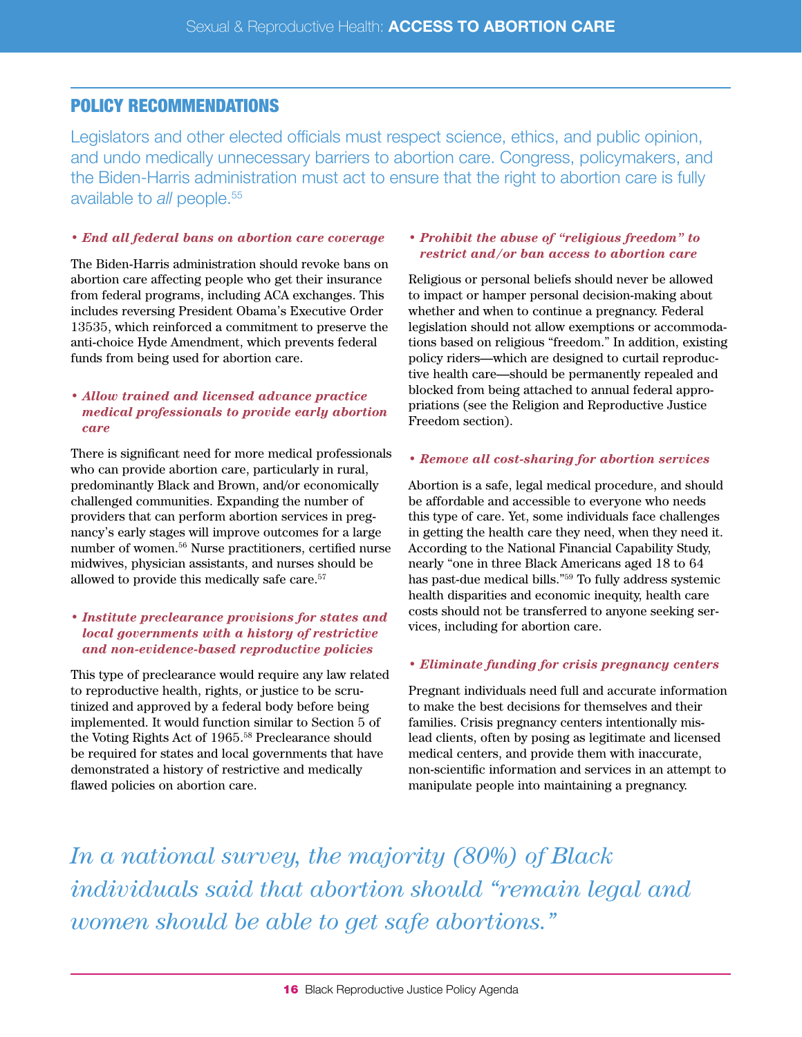## POLICY RECOMMENDATIONS

Legislators and other elected officials must respect science, ethics, and public opinion, and undo medically unnecessary barriers to abortion care. Congress, policymakers, and the Biden-Harris administration must act to ensure that the right to abortion care is fully available to *all* people.[55]

- ***End all federal bans on abortion care coverage***

The Biden-Harris administration should revoke bans on abortion care affecting people who get their insurance from federal programs, including ACA exchanges. This includes reversing President Obama's Executive Order 13535, which reinforced a commitment to preserve the anti-choice Hyde Amendment, which prevents federal funds from being used for abortion care.

- ***Allow trained and licensed advance practice medical professionals to provide early abortion care***

There is significant need for more medical professionals who can provide abortion care, particularly in rural, predominantly Black and Brown, and/or economically challenged communities. Expanding the number of providers that can perform abortion services in pregnancy's early stages will improve outcomes for a large number of women.[56] Nurse practitioners, certified nurse midwives, physician assistants, and nurses should be allowed to provide this medically safe care.[57]

- ***Institute preclearance provisions for states and local governments with a history of restrictive and non-evidence-based reproductive policies***

This type of preclearance would require any law related to reproductive health, rights, or justice to be scrutinized and approved by a federal body before being implemented. It would function similar to Section 5 of the Voting Rights Act of 1965.[58] Preclearance should be required for states and local governments that have demonstrated a history of restrictive and medically flawed policies on abortion care.

- ***Prohibit the abuse of "religious freedom" to restrict and/or ban access to abortion care***

Religious or personal beliefs should never be allowed to impact or hamper personal decision-making about whether and when to continue a pregnancy. Federal legislation should not allow exemptions or accommodations based on religious "freedom." In addition, existing policy riders—which are designed to curtail reproductive health care—should be permanently repealed and blocked from being attached to annual federal appropriations (see the Religion and Reproductive Justice Freedom section).

- ***Remove all cost-sharing for abortion services***

Abortion is a safe, legal medical procedure, and should be affordable and accessible to everyone who needs this type of care. Yet, some individuals face challenges in getting the health care they need, when they need it. According to the National Financial Capability Study, nearly "one in three Black Americans aged 18 to 64 has past-due medical bills."[59] To fully address systemic health disparities and economic inequity, health care costs should not be transferred to anyone seeking services, including for abortion care.

- ***Eliminate funding for crisis pregnancy centers***

Pregnant individuals need full and accurate information to make the best decisions for themselves and their families. Crisis pregnancy centers intentionally mislead clients, often by posing as legitimate and licensed medical centers, and provide them with inaccurate, non-scientific information and services in an attempt to manipulate people into maintaining a pregnancy.

*In a national survey, the majority (80%) of Black individuals said that abortion should "remain legal and women should be able to get safe abortions."*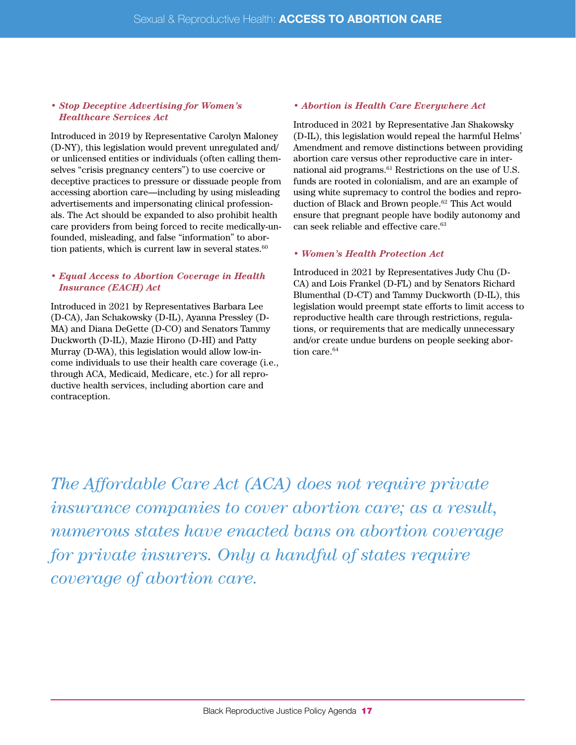- ***Stop Deceptive Advertising for Women's Healthcare Services Act***

Introduced in 2019 by Representative Carolyn Maloney (D-NY), this legislation would prevent unregulated and/or unlicensed entities or individuals (often calling themselves "crisis pregnancy centers") to use coercive or deceptive practices to pressure or dissuade people from accessing abortion care—including by using misleading advertisements and impersonating clinical professionals. The Act should be expanded to also prohibit health care providers from being forced to recite medically-unfounded, misleading, and false "information" to abortion patients, which is current law in several states.[60]

- ***Equal Access to Abortion Coverage in Health Insurance (EACH) Act***

Introduced in 2021 by Representatives Barbara Lee (D-CA), Jan Schakowsky (D-IL), Ayanna Pressley (D-MA) and Diana DeGette (D-CO) and Senators Tammy Duckworth (D-IL), Mazie Hirono (D-HI) and Patty Murray (D-WA), this legislation would allow low-income individuals to use their health care coverage (i.e., through ACA, Medicaid, Medicare, etc.) for all reproductive health services, including abortion care and contraception.

- ***Abortion is Health Care Everywhere Act***

Introduced in 2021 by Representative Jan Shakowsky (D-IL), this legislation would repeal the harmful Helms' Amendment and remove distinctions between providing abortion care versus other reproductive care in international aid programs.[61] Restrictions on the use of U.S. funds are rooted in colonialism, and are an example of using white supremacy to control the bodies and reproduction of Black and Brown people.[62] This Act would ensure that pregnant people have bodily autonomy and can seek reliable and effective care.[63]

- ***Women's Health Protection Act***

Introduced in 2021 by Representatives Judy Chu (D-CA) and Lois Frankel (D-FL) and by Senators Richard Blumenthal (D-CT) and Tammy Duckworth (D-IL), this legislation would preempt state efforts to limit access to reproductive health care through restrictions, regulations, or requirements that are medically unnecessary and/or create undue burdens on people seeking abortion care.[64]

*The Affordable Care Act (ACA) does not require private insurance companies to cover abortion care; as a result, numerous states have enacted bans on abortion coverage for private insurers. Only a handful of states require coverage of abortion care.*